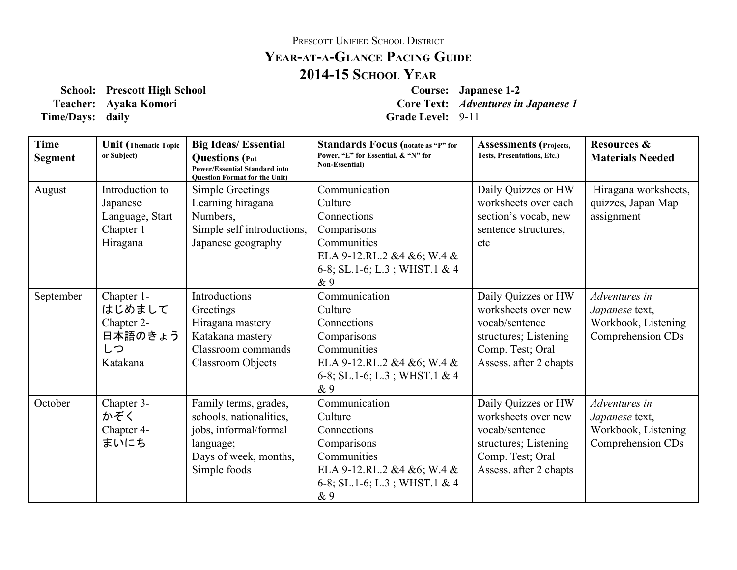# Prescott Unified School District

## Year-at-a-Glance Pacing Guide

## 2014-15 School Year

**School:** Prescott High School
**Teacher:** Ayaka Komori
**Time/Days:** daily

**Course:** Japanese 1-2
**Core Text:** *Adventures in Japanese 1*
**Grade Level:** 9-11

| Time Segment | Unit (Thematic Topic or Subject) | Big Ideas/ Essential Questions (Put Power/Essential Standard into Question Format for the Unit) | Standards Focus (notate as "P" for Power, "E" for Essential, & "N" for Non-Essential) | Assessments (Projects, Tests, Presentations, Etc.) | Resources & Materials Needed |
|---|---|---|---|---|---|
| August | Introduction to Japanese Language, Start Chapter 1 Hiragana | Simple Greetings<br>Learning hiragana<br>Numbers,<br>Simple self introductions,<br>Japanese geography | Communication<br>Culture<br>Connections<br>Comparisons<br>Communities<br>ELA 9-12.RL.2 &4 &6; W.4 & 6-8; SL.1-6; L.3 ; WHST.1 & 4 & 9 | Daily Quizzes or HW worksheets over each section's vocab, new sentence structures, etc | Hiragana worksheets, quizzes, Japan Map assignment |
| September | Chapter 1- はじめまして<br>Chapter 2- 日本語のきょうしつ<br>Katakana | Introductions<br>Greetings<br>Hiragana mastery<br>Katakana mastery<br>Classroom commands<br>Classroom Objects | Communication<br>Culture<br>Connections<br>Comparisons<br>Communities<br>ELA 9-12.RL.2 &4 &6; W.4 & 6-8; SL.1-6; L.3 ; WHST.1 & 4 & 9 | Daily Quizzes or HW worksheets over new vocab/sentence structures; Listening Comp. Test; Oral Assess. after 2 chapts | *Adventures in Japanese* text, Workbook, Listening Comprehension CDs |
| October | Chapter 3- かぞく<br>Chapter 4- まいにち | Family terms, grades, schools, nationalities, jobs, informal/formal language;<br>Days of week, months, Simple foods | Communication<br>Culture<br>Connections<br>Comparisons<br>Communities<br>ELA 9-12.RL.2 &4 &6; W.4 & 6-8; SL.1-6; L.3 ; WHST.1 & 4 & 9 | Daily Quizzes or HW worksheets over new vocab/sentence structures; Listening Comp. Test; Oral Assess. after 2 chapts | *Adventures in Japanese* text, Workbook, Listening Comprehension CDs |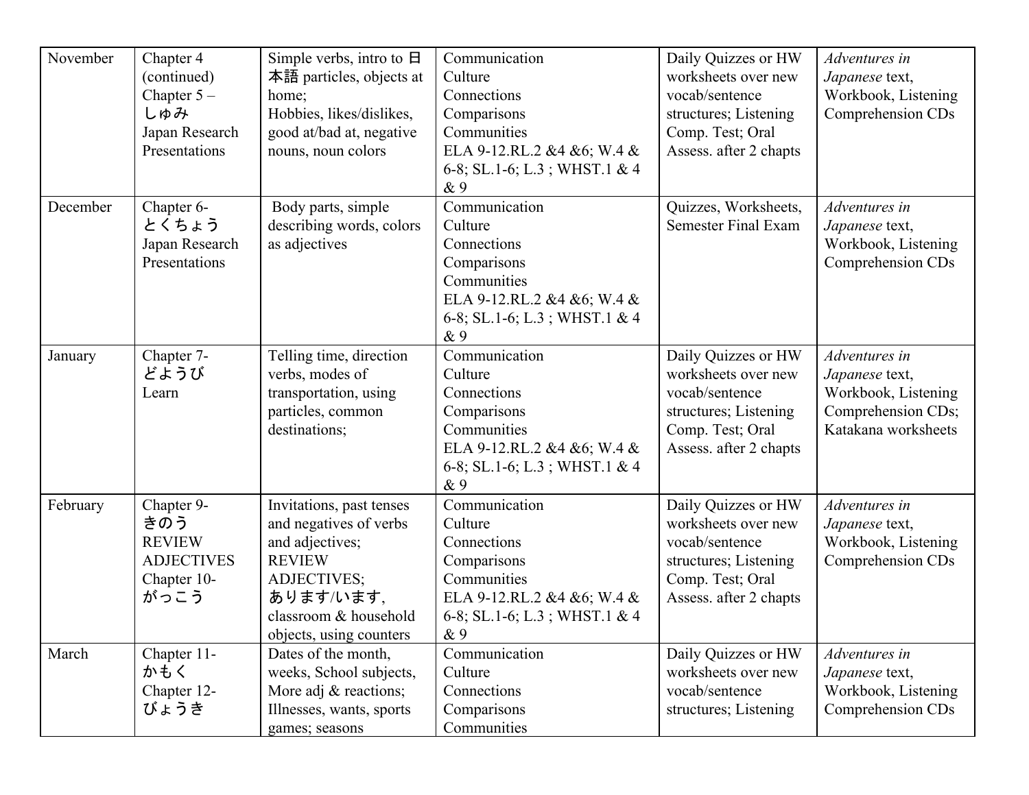| November | Chapter 4 (continued)<br>Chapter 5 – しゅみ<br>Japan Research Presentations | Simple verbs, intro to 日本語 particles, objects at home;<br>Hobbies, likes/dislikes, good at/bad at, negative nouns, noun colors | Communication<br>Culture<br>Connections<br>Comparisons<br>Communities<br>ELA 9-12.RL.2 &4 &6; W.4 & 6-8; SL.1-6; L.3 ; WHST.1 & 4 & 9 | Daily Quizzes or HW worksheets over new vocab/sentence structures; Listening Comp. Test; Oral Assess. after 2 chapts | *Adventures in Japanese* text, Workbook, Listening Comprehension CDs |
|---|---|---|---|---|---|
| December | Chapter 6- とくちょう<br>Japan Research Presentations | Body parts, simple describing words, colors as adjectives | Communication<br>Culture<br>Connections<br>Comparisons<br>Communities<br>ELA 9-12.RL.2 &4 &6; W.4 & 6-8; SL.1-6; L.3 ; WHST.1 & 4 & 9 | Quizzes, Worksheets, Semester Final Exam | *Adventures in Japanese* text, Workbook, Listening Comprehension CDs |
| January | Chapter 7- どようび<br>Learn | Telling time, direction verbs, modes of transportation, using particles, common destinations; | Communication<br>Culture<br>Connections<br>Comparisons<br>Communities<br>ELA 9-12.RL.2 &4 &6; W.4 & 6-8; SL.1-6; L.3 ; WHST.1 & 4 & 9 | Daily Quizzes or HW worksheets over new vocab/sentence structures; Listening Comp. Test; Oral Assess. after 2 chapts | *Adventures in Japanese* text, Workbook, Listening Comprehension CDs; Katakana worksheets |
| February | Chapter 9- きのう<br>REVIEW ADJECTIVES<br>Chapter 10- がっこう | Invitations, past tenses and negatives of verbs and adjectives;<br>REVIEW ADJECTIVES;<br>あります/います, classroom & household objects, using counters | Communication<br>Culture<br>Connections<br>Comparisons<br>Communities<br>ELA 9-12.RL.2 &4 &6; W.4 & 6-8; SL.1-6; L.3 ; WHST.1 & 4 & 9 | Daily Quizzes or HW worksheets over new vocab/sentence structures; Listening Comp. Test; Oral Assess. after 2 chapts | *Adventures in Japanese* text, Workbook, Listening Comprehension CDs |
| March | Chapter 11- かもく<br>Chapter 12- びょうき | Dates of the month, weeks, School subjects, More adj & reactions; Illnesses, wants, sports games; seasons | Communication<br>Culture<br>Connections<br>Comparisons<br>Communities | Daily Quizzes or HW worksheets over new vocab/sentence structures; Listening | *Adventures in Japanese* text, Workbook, Listening Comprehension CDs |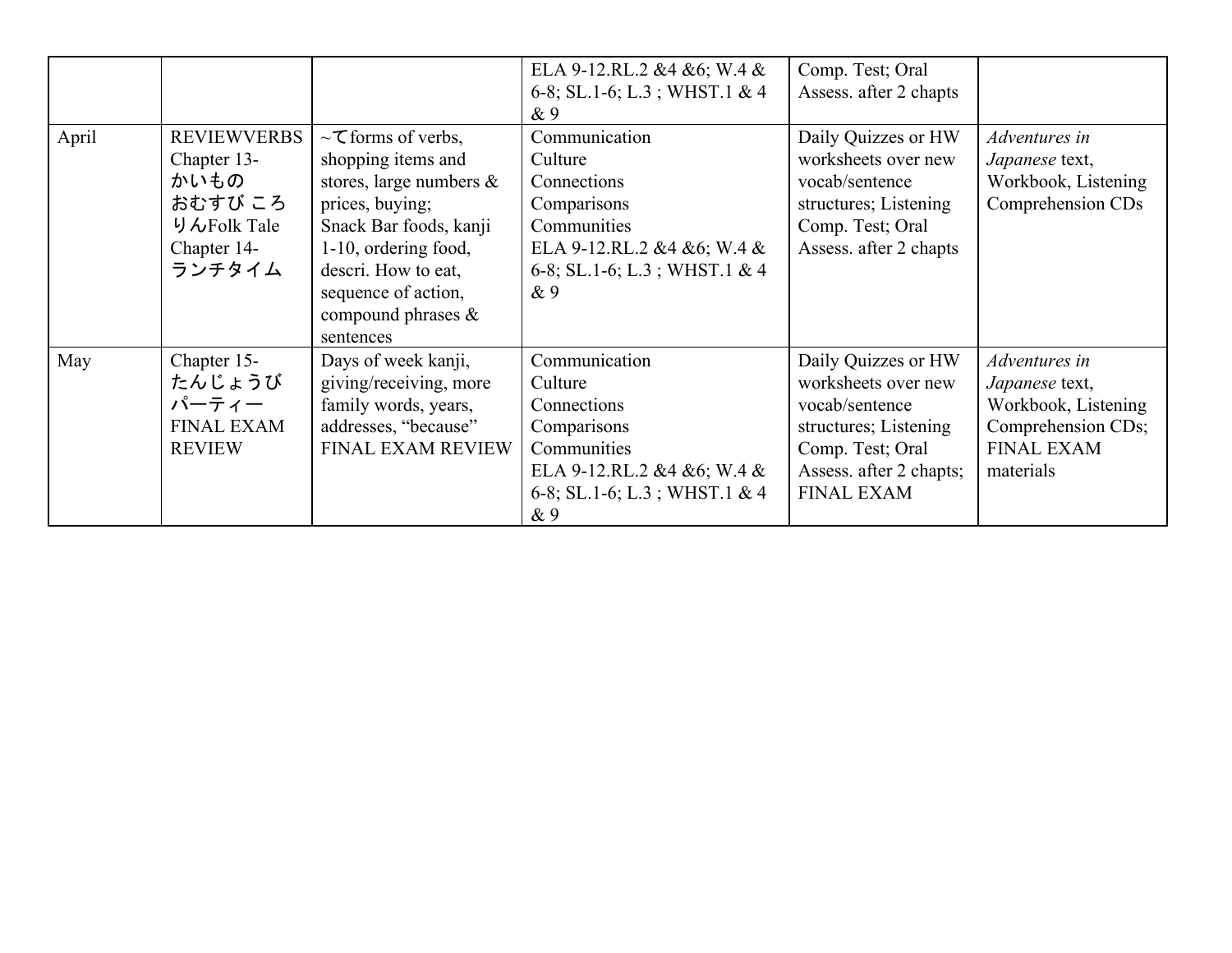| | | | | | |
|---|---|---|---|---|---|
| | | | ELA 9-12.RL.2 &4 &6; W.4 & 6-8; SL.1-6; L.3 ; WHST.1 & 4 & 9 | Comp. Test; Oral Assess. after 2 chapts | |
| April | REVIEWVERBS Chapter 13- かいもの おむすび ころりんFolk Tale Chapter 14- ランチタイム | ~て forms of verbs, shopping items and stores, large numbers & prices, buying; Snack Bar foods, kanji 1-10, ordering food, descri. How to eat, sequence of action, compound phrases & sentences | Communication Culture Connections Comparisons Communities ELA 9-12.RL.2 &4 &6; W.4 & 6-8; SL.1-6; L.3 ; WHST.1 & 4 & 9 | Daily Quizzes or HW worksheets over new vocab/sentence structures; Listening Comp. Test; Oral Assess. after 2 chapts | *Adventures in Japanese* text, Workbook, Listening Comprehension CDs |
| May | Chapter 15- たんじょうび パーティー FINAL EXAM REVIEW | Days of week kanji, giving/receiving, more family words, years, addresses, "because" FINAL EXAM REVIEW | Communication Culture Connections Comparisons Communities ELA 9-12.RL.2 &4 &6; W.4 & 6-8; SL.1-6; L.3 ; WHST.1 & 4 & 9 | Daily Quizzes or HW worksheets over new vocab/sentence structures; Listening Comp. Test; Oral Assess. after 2 chapts; FINAL EXAM | *Adventures in Japanese* text, Workbook, Listening Comprehension CDs; FINAL EXAM materials |